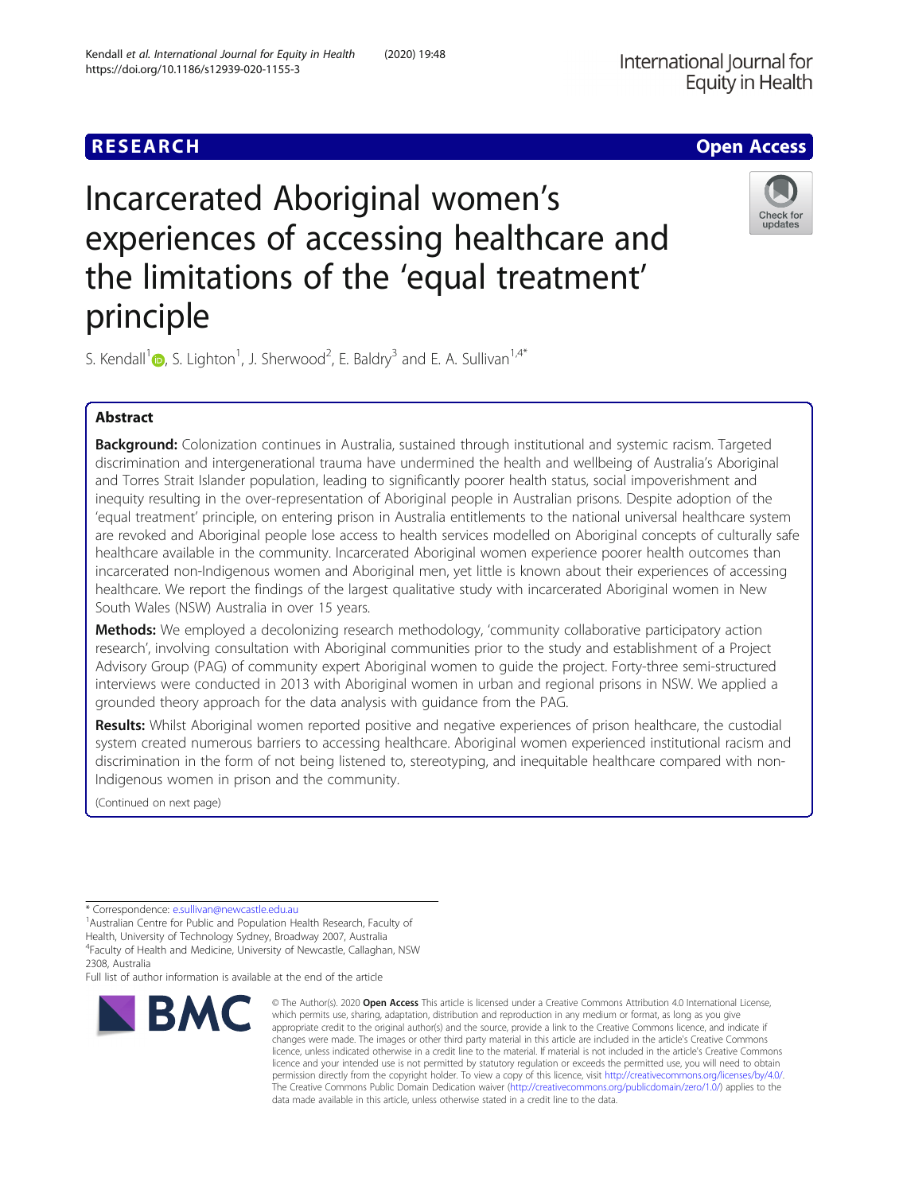RESEARCH

Open Access

# Incarcerated Aboriginal women's experiences of accessing healthcare and the limitations of the 'equal treatment' principle

S. Kendall[1], S. Lighton[1], J. Sherwood[2], E. Baldry[3] and E. A. Sullivan[1,4*]

## Abstract

**Background:** Colonization continues in Australia, sustained through institutional and systemic racism. Targeted discrimination and intergenerational trauma have undermined the health and wellbeing of Australia's Aboriginal and Torres Strait Islander population, leading to significantly poorer health status, social impoverishment and inequity resulting in the over-representation of Aboriginal people in Australian prisons. Despite adoption of the 'equal treatment' principle, on entering prison in Australia entitlements to the national universal healthcare system are revoked and Aboriginal people lose access to health services modelled on Aboriginal concepts of culturally safe healthcare available in the community. Incarcerated Aboriginal women experience poorer health outcomes than incarcerated non-Indigenous women and Aboriginal men, yet little is known about their experiences of accessing healthcare. We report the findings of the largest qualitative study with incarcerated Aboriginal women in New South Wales (NSW) Australia in over 15 years.

**Methods:** We employed a decolonizing research methodology, 'community collaborative participatory action research', involving consultation with Aboriginal communities prior to the study and establishment of a Project Advisory Group (PAG) of community expert Aboriginal women to guide the project. Forty-three semi-structured interviews were conducted in 2013 with Aboriginal women in urban and regional prisons in NSW. We applied a grounded theory approach for the data analysis with guidance from the PAG.

**Results:** Whilst Aboriginal women reported positive and negative experiences of prison healthcare, the custodial system created numerous barriers to accessing healthcare. Aboriginal women experienced institutional racism and discrimination in the form of not being listened to, stereotyping, and inequitable healthcare compared with non-Indigenous women in prison and the community.

(Continued on next page)

\* Correspondence: e.sullivan@newcastle.edu.au
[1]Australian Centre for Public and Population Health Research, Faculty of Health, University of Technology Sydney, Broadway 2007, Australia
[4]Faculty of Health and Medicine, University of Newcastle, Callaghan, NSW 2308, Australia
Full list of author information is available at the end of the article

© The Author(s). 2020 **Open Access** This article is licensed under a Creative Commons Attribution 4.0 International License, which permits use, sharing, adaptation, distribution and reproduction in any medium or format, as long as you give appropriate credit to the original author(s) and the source, provide a link to the Creative Commons licence, and indicate if changes were made. The images or other third party material in this article are included in the article's Creative Commons licence, unless indicated otherwise in a credit line to the material. If material is not included in the article's Creative Commons licence and your intended use is not permitted by statutory regulation or exceeds the permitted use, you will need to obtain permission directly from the copyright holder. To view a copy of this licence, visit http://creativecommons.org/licenses/by/4.0/. The Creative Commons Public Domain Dedication waiver (http://creativecommons.org/publicdomain/zero/1.0/) applies to the data made available in this article, unless otherwise stated in a credit line to the data.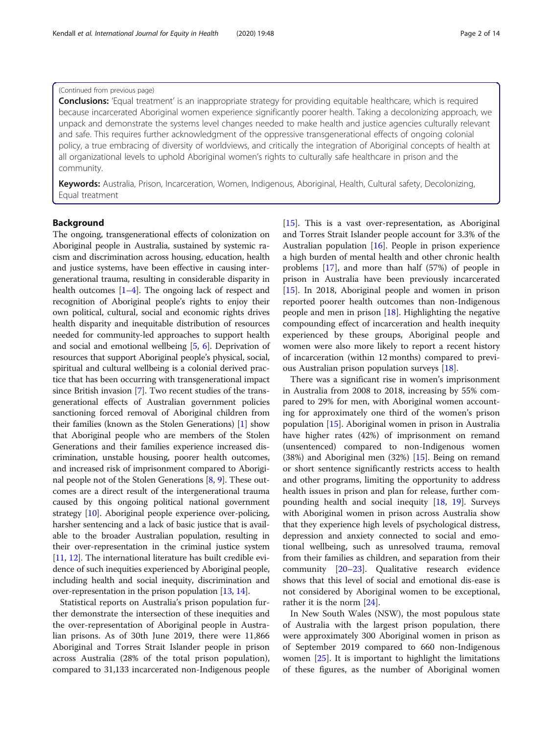(Continued from previous page)

**Conclusions:** 'Equal treatment' is an inappropriate strategy for providing equitable healthcare, which is required because incarcerated Aboriginal women experience significantly poorer health. Taking a decolonizing approach, we unpack and demonstrate the systems level changes needed to make health and justice agencies culturally relevant and safe. This requires further acknowledgment of the oppressive transgenerational effects of ongoing colonial policy, a true embracing of diversity of worldviews, and critically the integration of Aboriginal concepts of health at all organizational levels to uphold Aboriginal women's rights to culturally safe healthcare in prison and the community.

**Keywords:** Australia, Prison, Incarceration, Women, Indigenous, Aboriginal, Health, Cultural safety, Decolonizing, Equal treatment

## Background

The ongoing, transgenerational effects of colonization on Aboriginal people in Australia, sustained by systemic racism and discrimination across housing, education, health and justice systems, have been effective in causing intergenerational trauma, resulting in considerable disparity in health outcomes [1–4]. The ongoing lack of respect and recognition of Aboriginal people's rights to enjoy their own political, cultural, social and economic rights drives health disparity and inequitable distribution of resources needed for community-led approaches to support health and social and emotional wellbeing [5, 6]. Deprivation of resources that support Aboriginal people's physical, social, spiritual and cultural wellbeing is a colonial derived practice that has been occurring with transgenerational impact since British invasion [7]. Two recent studies of the transgenerational effects of Australian government policies sanctioning forced removal of Aboriginal children from their families (known as the Stolen Generations) [1] show that Aboriginal people who are members of the Stolen Generations and their families experience increased discrimination, unstable housing, poorer health outcomes, and increased risk of imprisonment compared to Aboriginal people not of the Stolen Generations [8, 9]. These outcomes are a direct result of the intergenerational trauma caused by this ongoing political national government strategy [10]. Aboriginal people experience over-policing, harsher sentencing and a lack of basic justice that is available to the broader Australian population, resulting in their over-representation in the criminal justice system [11, 12]. The international literature has built credible evidence of such inequities experienced by Aboriginal people, including health and social inequity, discrimination and over-representation in the prison population [13, 14].

Statistical reports on Australia's prison population further demonstrate the intersection of these inequities and the over-representation of Aboriginal people in Australian prisons. As of 30th June 2019, there were 11,866 Aboriginal and Torres Strait Islander people in prison across Australia (28% of the total prison population), compared to 31,133 incarcerated non-Indigenous people [15]. This is a vast over-representation, as Aboriginal and Torres Strait Islander people account for 3.3% of the Australian population [16]. People in prison experience a high burden of mental health and other chronic health problems [17], and more than half (57%) of people in prison in Australia have been previously incarcerated [15]. In 2018, Aboriginal people and women in prison reported poorer health outcomes than non-Indigenous people and men in prison [18]. Highlighting the negative compounding effect of incarceration and health inequity experienced by these groups, Aboriginal people and women were also more likely to report a recent history of incarceration (within 12 months) compared to previous Australian prison population surveys [18].

There was a significant rise in women's imprisonment in Australia from 2008 to 2018, increasing by 55% compared to 29% for men, with Aboriginal women accounting for approximately one third of the women's prison population [15]. Aboriginal women in prison in Australia have higher rates (42%) of imprisonment on remand (unsentenced) compared to non-Indigenous women (38%) and Aboriginal men (32%) [15]. Being on remand or short sentence significantly restricts access to health and other programs, limiting the opportunity to address health issues in prison and plan for release, further compounding health and social inequity [18, 19]. Surveys with Aboriginal women in prison across Australia show that they experience high levels of psychological distress, depression and anxiety connected to social and emotional wellbeing, such as unresolved trauma, removal from their families as children, and separation from their community [20–23]. Qualitative research evidence shows that this level of social and emotional dis-ease is not considered by Aboriginal women to be exceptional, rather it is the norm [24].

In New South Wales (NSW), the most populous state of Australia with the largest prison population, there were approximately 300 Aboriginal women in prison as of September 2019 compared to 660 non-Indigenous women [25]. It is important to highlight the limitations of these figures, as the number of Aboriginal women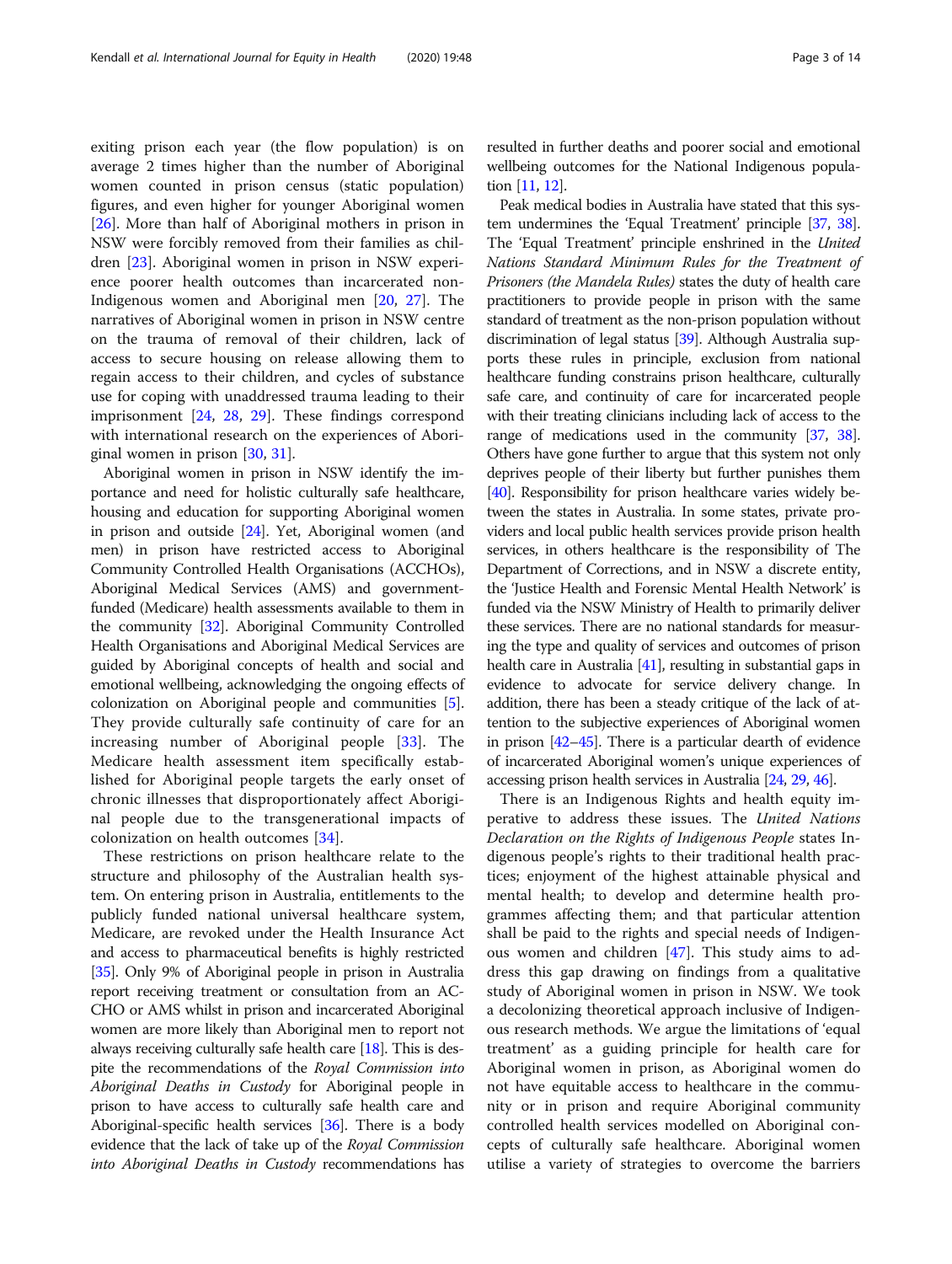exiting prison each year (the flow population) is on average 2 times higher than the number of Aboriginal women counted in prison census (static population) figures, and even higher for younger Aboriginal women [26]. More than half of Aboriginal mothers in prison in NSW were forcibly removed from their families as children [23]. Aboriginal women in prison in NSW experience poorer health outcomes than incarcerated non-Indigenous women and Aboriginal men [20, 27]. The narratives of Aboriginal women in prison in NSW centre on the trauma of removal of their children, lack of access to secure housing on release allowing them to regain access to their children, and cycles of substance use for coping with unaddressed trauma leading to their imprisonment [24, 28, 29]. These findings correspond with international research on the experiences of Aboriginal women in prison [30, 31].

Aboriginal women in prison in NSW identify the importance and need for holistic culturally safe healthcare, housing and education for supporting Aboriginal women in prison and outside [24]. Yet, Aboriginal women (and men) in prison have restricted access to Aboriginal Community Controlled Health Organisations (ACCHOs), Aboriginal Medical Services (AMS) and government-funded (Medicare) health assessments available to them in the community [32]. Aboriginal Community Controlled Health Organisations and Aboriginal Medical Services are guided by Aboriginal concepts of health and social and emotional wellbeing, acknowledging the ongoing effects of colonization on Aboriginal people and communities [5]. They provide culturally safe continuity of care for an increasing number of Aboriginal people [33]. The Medicare health assessment item specifically established for Aboriginal people targets the early onset of chronic illnesses that disproportionately affect Aboriginal people due to the transgenerational impacts of colonization on health outcomes [34].

These restrictions on prison healthcare relate to the structure and philosophy of the Australian health system. On entering prison in Australia, entitlements to the publicly funded national universal healthcare system, Medicare, are revoked under the Health Insurance Act and access to pharmaceutical benefits is highly restricted [35]. Only 9% of Aboriginal people in prison in Australia report receiving treatment or consultation from an ACCHO or AMS whilst in prison and incarcerated Aboriginal women are more likely than Aboriginal men to report not always receiving culturally safe health care [18]. This is despite the recommendations of the *Royal Commission into Aboriginal Deaths in Custody* for Aboriginal people in prison to have access to culturally safe health care and Aboriginal-specific health services [36]. There is a body evidence that the lack of take up of the *Royal Commission into Aboriginal Deaths in Custody* recommendations has resulted in further deaths and poorer social and emotional wellbeing outcomes for the National Indigenous population [11, 12].

Peak medical bodies in Australia have stated that this system undermines the 'Equal Treatment' principle [37, 38]. The 'Equal Treatment' principle enshrined in the *United Nations Standard Minimum Rules for the Treatment of Prisoners (the Mandela Rules)* states the duty of health care practitioners to provide people in prison with the same standard of treatment as the non-prison population without discrimination of legal status [39]. Although Australia supports these rules in principle, exclusion from national healthcare funding constrains prison healthcare, culturally safe care, and continuity of care for incarcerated people with their treating clinicians including lack of access to the range of medications used in the community [37, 38]. Others have gone further to argue that this system not only deprives people of their liberty but further punishes them [40]. Responsibility for prison healthcare varies widely between the states in Australia. In some states, private providers and local public health services provide prison health services, in others healthcare is the responsibility of The Department of Corrections, and in NSW a discrete entity, the 'Justice Health and Forensic Mental Health Network' is funded via the NSW Ministry of Health to primarily deliver these services. There are no national standards for measuring the type and quality of services and outcomes of prison health care in Australia [41], resulting in substantial gaps in evidence to advocate for service delivery change. In addition, there has been a steady critique of the lack of attention to the subjective experiences of Aboriginal women in prison [42–45]. There is a particular dearth of evidence of incarcerated Aboriginal women's unique experiences of accessing prison health services in Australia [24, 29, 46].

There is an Indigenous Rights and health equity imperative to address these issues. The *United Nations Declaration on the Rights of Indigenous People* states Indigenous people's rights to their traditional health practices; enjoyment of the highest attainable physical and mental health; to develop and determine health programmes affecting them; and that particular attention shall be paid to the rights and special needs of Indigenous women and children [47]. This study aims to address this gap drawing on findings from a qualitative study of Aboriginal women in prison in NSW. We took a decolonizing theoretical approach inclusive of Indigenous research methods. We argue the limitations of 'equal treatment' as a guiding principle for health care for Aboriginal women in prison, as Aboriginal women do not have equitable access to healthcare in the community or in prison and require Aboriginal community controlled health services modelled on Aboriginal concepts of culturally safe healthcare. Aboriginal women utilise a variety of strategies to overcome the barriers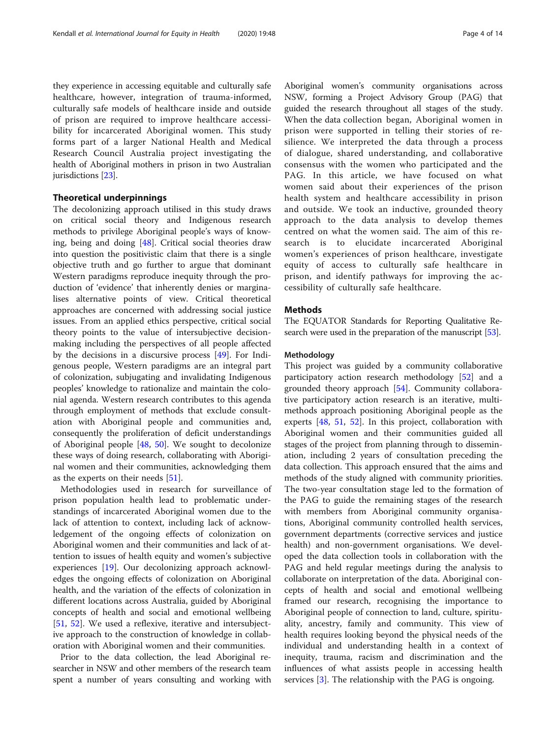they experience in accessing equitable and culturally safe healthcare, however, integration of trauma-informed, culturally safe models of healthcare inside and outside of prison are required to improve healthcare accessibility for incarcerated Aboriginal women. This study forms part of a larger National Health and Medical Research Council Australia project investigating the health of Aboriginal mothers in prison in two Australian jurisdictions [23].

## Theoretical underpinnings

The decolonizing approach utilised in this study draws on critical social theory and Indigenous research methods to privilege Aboriginal people's ways of knowing, being and doing [48]. Critical social theories draw into question the positivistic claim that there is a single objective truth and go further to argue that dominant Western paradigms reproduce inequity through the production of 'evidence' that inherently denies or marginalises alternative points of view. Critical theoretical approaches are concerned with addressing social justice issues. From an applied ethics perspective, critical social theory points to the value of intersubjective decision-making including the perspectives of all people affected by the decisions in a discursive process [49]. For Indigenous people, Western paradigms are an integral part of colonization, subjugating and invalidating Indigenous peoples' knowledge to rationalize and maintain the colonial agenda. Western research contributes to this agenda through employment of methods that exclude consultation with Aboriginal people and communities and, consequently the proliferation of deficit understandings of Aboriginal people [48, 50]. We sought to decolonize these ways of doing research, collaborating with Aboriginal women and their communities, acknowledging them as the experts on their needs [51].

Methodologies used in research for surveillance of prison population health lead to problematic understandings of incarcerated Aboriginal women due to the lack of attention to context, including lack of acknowledgement of the ongoing effects of colonization on Aboriginal women and their communities and lack of attention to issues of health equity and women's subjective experiences [19]. Our decolonizing approach acknowledges the ongoing effects of colonization on Aboriginal health, and the variation of the effects of colonization in different locations across Australia, guided by Aboriginal concepts of health and social and emotional wellbeing [51, 52]. We used a reflexive, iterative and intersubjective approach to the construction of knowledge in collaboration with Aboriginal women and their communities.

Prior to the data collection, the lead Aboriginal researcher in NSW and other members of the research team spent a number of years consulting and working with Aboriginal women's community organisations across NSW, forming a Project Advisory Group (PAG) that guided the research throughout all stages of the study. When the data collection began, Aboriginal women in prison were supported in telling their stories of resilience. We interpreted the data through a process of dialogue, shared understanding, and collaborative consensus with the women who participated and the PAG. In this article, we have focused on what women said about their experiences of the prison health system and healthcare accessibility in prison and outside. We took an inductive, grounded theory approach to the data analysis to develop themes centred on what the women said. The aim of this research is to elucidate incarcerated Aboriginal women's experiences of prison healthcare, investigate equity of access to culturally safe healthcare in prison, and identify pathways for improving the accessibility of culturally safe healthcare.

## Methods

The EQUATOR Standards for Reporting Qualitative Research were used in the preparation of the manuscript [53].

### Methodology

This project was guided by a community collaborative participatory action research methodology [52] and a grounded theory approach [54]. Community collaborative participatory action research is an iterative, multi-methods approach positioning Aboriginal people as the experts [48, 51, 52]. In this project, collaboration with Aboriginal women and their communities guided all stages of the project from planning through to dissemination, including 2 years of consultation preceding the data collection. This approach ensured that the aims and methods of the study aligned with community priorities. The two-year consultation stage led to the formation of the PAG to guide the remaining stages of the research with members from Aboriginal community organisations, Aboriginal community controlled health services, government departments (corrective services and justice health) and non-government organisations. We developed the data collection tools in collaboration with the PAG and held regular meetings during the analysis to collaborate on interpretation of the data. Aboriginal concepts of health and social and emotional wellbeing framed our research, recognising the importance to Aboriginal people of connection to land, culture, spirituality, ancestry, family and community. This view of health requires looking beyond the physical needs of the individual and understanding health in a context of inequity, trauma, racism and discrimination and the influences of what assists people in accessing health services [3]. The relationship with the PAG is ongoing.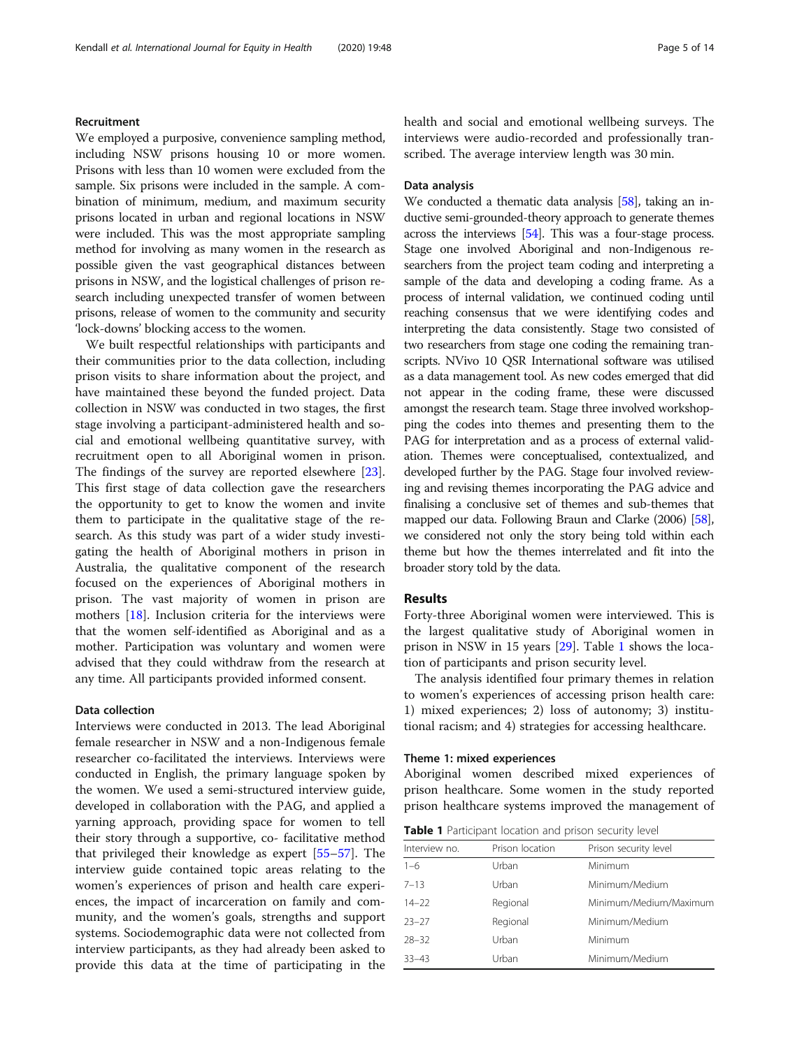### Recruitment

We employed a purposive, convenience sampling method, including NSW prisons housing 10 or more women. Prisons with less than 10 women were excluded from the sample. Six prisons were included in the sample. A combination of minimum, medium, and maximum security prisons located in urban and regional locations in NSW were included. This was the most appropriate sampling method for involving as many women in the research as possible given the vast geographical distances between prisons in NSW, and the logistical challenges of prison research including unexpected transfer of women between prisons, release of women to the community and security 'lock-downs' blocking access to the women.

We built respectful relationships with participants and their communities prior to the data collection, including prison visits to share information about the project, and have maintained these beyond the funded project. Data collection in NSW was conducted in two stages, the first stage involving a participant-administered health and social and emotional wellbeing quantitative survey, with recruitment open to all Aboriginal women in prison. The findings of the survey are reported elsewhere [23]. This first stage of data collection gave the researchers the opportunity to get to know the women and invite them to participate in the qualitative stage of the research. As this study was part of a wider study investigating the health of Aboriginal mothers in prison in Australia, the qualitative component of the research focused on the experiences of Aboriginal mothers in prison. The vast majority of women in prison are mothers [18]. Inclusion criteria for the interviews were that the women self-identified as Aboriginal and as a mother. Participation was voluntary and women were advised that they could withdraw from the research at any time. All participants provided informed consent.

### Data collection

Interviews were conducted in 2013. The lead Aboriginal female researcher in NSW and a non-Indigenous female researcher co-facilitated the interviews. Interviews were conducted in English, the primary language spoken by the women. We used a semi-structured interview guide, developed in collaboration with the PAG, and applied a yarning approach, providing space for women to tell their story through a supportive, co- facilitative method that privileged their knowledge as expert [55–57]. The interview guide contained topic areas relating to the women's experiences of prison and health care experiences, the impact of incarceration on family and community, and the women's goals, strengths and support systems. Sociodemographic data were not collected from interview participants, as they had already been asked to provide this data at the time of participating in the health and social and emotional wellbeing surveys. The interviews were audio-recorded and professionally transcribed. The average interview length was 30 min.

### Data analysis

We conducted a thematic data analysis [58], taking an inductive semi-grounded-theory approach to generate themes across the interviews [54]. This was a four-stage process. Stage one involved Aboriginal and non-Indigenous researchers from the project team coding and interpreting a sample of the data and developing a coding frame. As a process of internal validation, we continued coding until reaching consensus that we were identifying codes and interpreting the data consistently. Stage two consisted of two researchers from stage one coding the remaining transcripts. NVivo 10 QSR International software was utilised as a data management tool. As new codes emerged that did not appear in the coding frame, these were discussed amongst the research team. Stage three involved workshopping the codes into themes and presenting them to the PAG for interpretation and as a process of external validation. Themes were conceptualised, contextualized, and developed further by the PAG. Stage four involved reviewing and revising themes incorporating the PAG advice and finalising a conclusive set of themes and sub-themes that mapped our data. Following Braun and Clarke (2006) [58], we considered not only the story being told within each theme but how the themes interrelated and fit into the broader story told by the data.

## Results

Forty-three Aboriginal women were interviewed. This is the largest qualitative study of Aboriginal women in prison in NSW in 15 years [29]. Table 1 shows the location of participants and prison security level.

The analysis identified four primary themes in relation to women's experiences of accessing prison health care: 1) mixed experiences; 2) loss of autonomy; 3) institutional racism; and 4) strategies for accessing healthcare.

**Table 1** Participant location and prison security level

| Interview no. | Prison location | Prison security level |
|---|---|---|
| 1–6 | Urban | Minimum |
| 7–13 | Urban | Minimum/Medium |
| 14–22 | Regional | Minimum/Medium/Maximum |
| 23–27 | Regional | Minimum/Medium |
| 28–32 | Urban | Minimum |
| 33–43 | Urban | Minimum/Medium |

### Theme 1: mixed experiences

Aboriginal women described mixed experiences of prison healthcare. Some women in the study reported prison healthcare systems improved the management of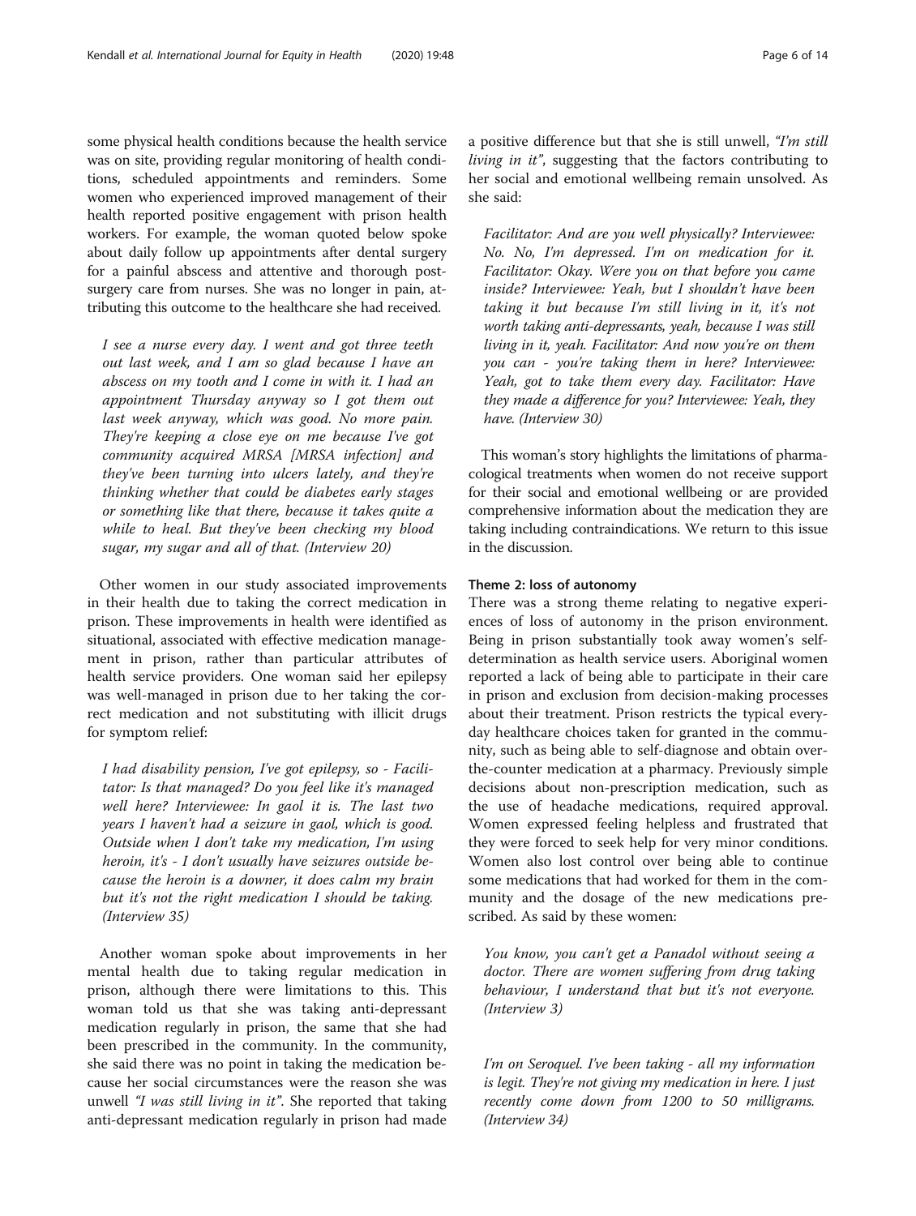some physical health conditions because the health service was on site, providing regular monitoring of health conditions, scheduled appointments and reminders. Some women who experienced improved management of their health reported positive engagement with prison health workers. For example, the woman quoted below spoke about daily follow up appointments after dental surgery for a painful abscess and attentive and thorough post-surgery care from nurses. She was no longer in pain, attributing this outcome to the healthcare she had received.

> *I see a nurse every day. I went and got three teeth out last week, and I am so glad because I have an abscess on my tooth and I come in with it. I had an appointment Thursday anyway so I got them out last week anyway, which was good. No more pain. They're keeping a close eye on me because I've got community acquired MRSA [MRSA infection] and they've been turning into ulcers lately, and they're thinking whether that could be diabetes early stages or something like that there, because it takes quite a while to heal. But they've been checking my blood sugar, my sugar and all of that. (Interview 20)*

Other women in our study associated improvements in their health due to taking the correct medication in prison. These improvements in health were identified as situational, associated with effective medication management in prison, rather than particular attributes of health service providers. One woman said her epilepsy was well-managed in prison due to her taking the correct medication and not substituting with illicit drugs for symptom relief:

> *I had disability pension, I've got epilepsy, so - Facilitator: Is that managed? Do you feel like it's managed well here? Interviewee: In gaol it is. The last two years I haven't had a seizure in gaol, which is good. Outside when I don't take my medication, I'm using heroin, it's - I don't usually have seizures outside because the heroin is a downer, it does calm my brain but it's not the right medication I should be taking. (Interview 35)*

Another woman spoke about improvements in her mental health due to taking regular medication in prison, although there were limitations to this. This woman told us that she was taking anti-depressant medication regularly in prison, the same that she had been prescribed in the community. In the community, she said there was no point in taking the medication because her social circumstances were the reason she was unwell *"I was still living in it"*. She reported that taking anti-depressant medication regularly in prison had made a positive difference but that she is still unwell, *"I'm still living in it"*, suggesting that the factors contributing to her social and emotional wellbeing remain unsolved. As she said:

> *Facilitator: And are you well physically? Interviewee: No. No, I'm depressed. I'm on medication for it. Facilitator: Okay. Were you on that before you came inside? Interviewee: Yeah, but I shouldn't have been taking it but because I'm still living in it, it's not worth taking anti-depressants, yeah, because I was still living in it, yeah. Facilitator: And now you're on them you can - you're taking them in here? Interviewee: Yeah, got to take them every day. Facilitator: Have they made a difference for you? Interviewee: Yeah, they have. (Interview 30)*

This woman's story highlights the limitations of pharmacological treatments when women do not receive support for their social and emotional wellbeing or are provided comprehensive information about the medication they are taking including contraindications. We return to this issue in the discussion.

#### Theme 2: loss of autonomy

There was a strong theme relating to negative experiences of loss of autonomy in the prison environment. Being in prison substantially took away women's self-determination as health service users. Aboriginal women reported a lack of being able to participate in their care in prison and exclusion from decision-making processes about their treatment. Prison restricts the typical everyday healthcare choices taken for granted in the community, such as being able to self-diagnose and obtain over-the-counter medication at a pharmacy. Previously simple decisions about non-prescription medication, such as the use of headache medications, required approval. Women expressed feeling helpless and frustrated that they were forced to seek help for very minor conditions. Women also lost control over being able to continue some medications that had worked for them in the community and the dosage of the new medications prescribed. As said by these women:

> *You know, you can't get a Panadol without seeing a doctor. There are women suffering from drug taking behaviour, I understand that but it's not everyone. (Interview 3)*

> *I'm on Seroquel. I've been taking - all my information is legit. They're not giving my medication in here. I just recently come down from 1200 to 50 milligrams. (Interview 34)*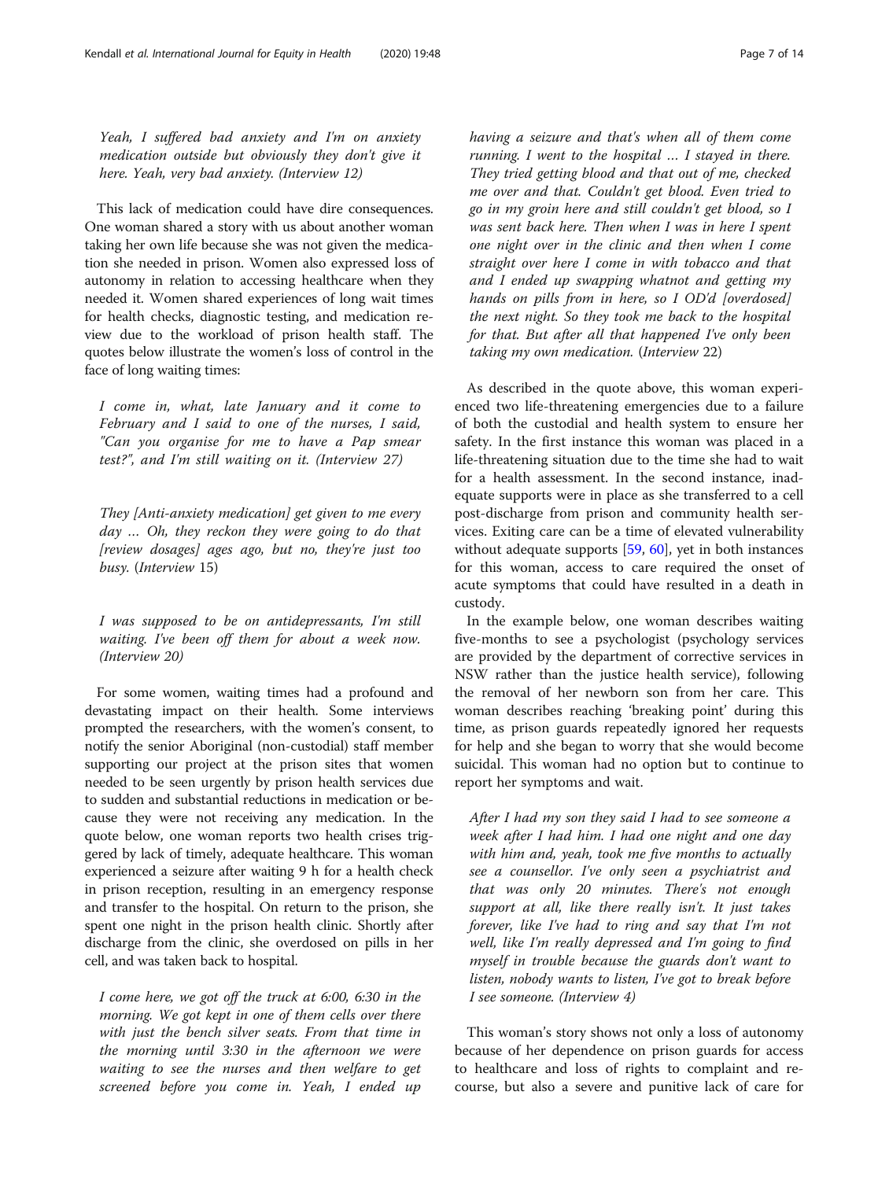*Yeah, I suffered bad anxiety and I'm on anxiety medication outside but obviously they don't give it here. Yeah, very bad anxiety. (Interview 12)*

This lack of medication could have dire consequences. One woman shared a story with us about another woman taking her own life because she was not given the medication she needed in prison. Women also expressed loss of autonomy in relation to accessing healthcare when they needed it. Women shared experiences of long wait times for health checks, diagnostic testing, and medication review due to the workload of prison health staff. The quotes below illustrate the women's loss of control in the face of long waiting times:

*I come in, what, late January and it come to February and I said to one of the nurses, I said, "Can you organise for me to have a Pap smear test?", and I'm still waiting on it. (Interview 27)*

*They [Anti-anxiety medication] get given to me every day … Oh, they reckon they were going to do that [review dosages] ages ago, but no, they're just too busy. (Interview 15)*

*I was supposed to be on antidepressants, I'm still waiting. I've been off them for about a week now. (Interview 20)*

For some women, waiting times had a profound and devastating impact on their health. Some interviews prompted the researchers, with the women's consent, to notify the senior Aboriginal (non-custodial) staff member supporting our project at the prison sites that women needed to be seen urgently by prison health services due to sudden and substantial reductions in medication or because they were not receiving any medication. In the quote below, one woman reports two health crises triggered by lack of timely, adequate healthcare. This woman experienced a seizure after waiting 9 h for a health check in prison reception, resulting in an emergency response and transfer to the hospital. On return to the prison, she spent one night in the prison health clinic. Shortly after discharge from the clinic, she overdosed on pills in her cell, and was taken back to hospital.

*I come here, we got off the truck at 6:00, 6:30 in the morning. We got kept in one of them cells over there with just the bench silver seats. From that time in the morning until 3:30 in the afternoon we were waiting to see the nurses and then welfare to get screened before you come in. Yeah, I ended up having a seizure and that's when all of them come running. I went to the hospital … I stayed in there. They tried getting blood and that out of me, checked me over and that. Couldn't get blood. Even tried to go in my groin here and still couldn't get blood, so I was sent back here. Then when I was in here I spent one night over in the clinic and then when I come straight over here I come in with tobacco and that and I ended up swapping whatnot and getting my hands on pills from in here, so I OD'd [overdosed] the next night. So they took me back to the hospital for that. But after all that happened I've only been taking my own medication. (Interview 22)*

As described in the quote above, this woman experienced two life-threatening emergencies due to a failure of both the custodial and health system to ensure her safety. In the first instance this woman was placed in a life-threatening situation due to the time she had to wait for a health assessment. In the second instance, inadequate supports were in place as she transferred to a cell post-discharge from prison and community health services. Exiting care can be a time of elevated vulnerability without adequate supports [59, 60], yet in both instances for this woman, access to care required the onset of acute symptoms that could have resulted in a death in custody.

In the example below, one woman describes waiting five-months to see a psychologist (psychology services are provided by the department of corrective services in NSW rather than the justice health service), following the removal of her newborn son from her care. This woman describes reaching 'breaking point' during this time, as prison guards repeatedly ignored her requests for help and she began to worry that she would become suicidal. This woman had no option but to continue to report her symptoms and wait.

*After I had my son they said I had to see someone a week after I had him. I had one night and one day with him and, yeah, took me five months to actually see a counsellor. I've only seen a psychiatrist and that was only 20 minutes. There's not enough support at all, like there really isn't. It just takes forever, like I've had to ring and say that I'm not well, like I'm really depressed and I'm going to find myself in trouble because the guards don't want to listen, nobody wants to listen, I've got to break before I see someone. (Interview 4)*

This woman's story shows not only a loss of autonomy because of her dependence on prison guards for access to healthcare and loss of rights to complaint and recourse, but also a severe and punitive lack of care for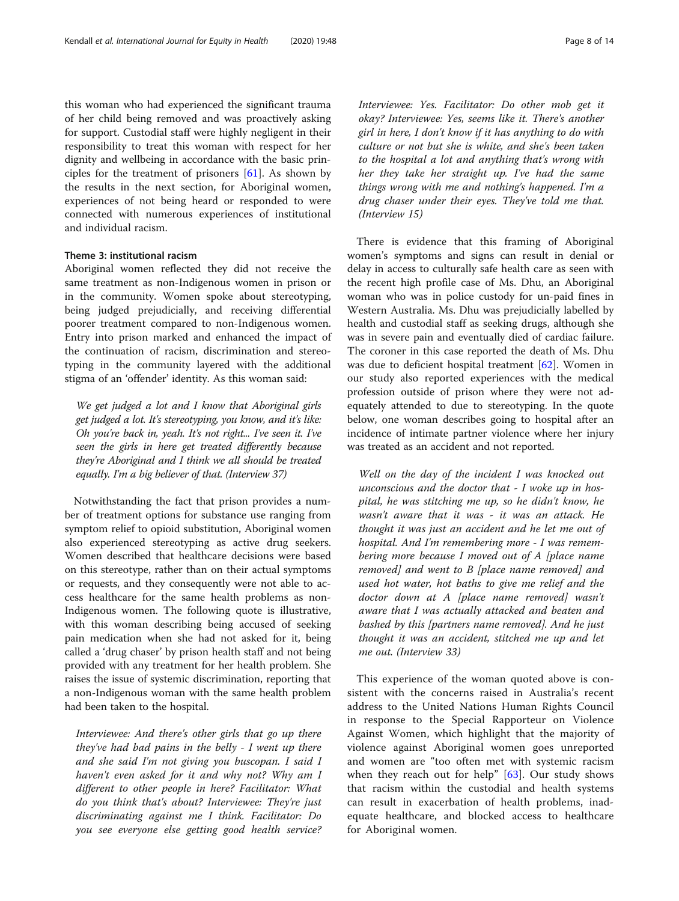this woman who had experienced the significant trauma of her child being removed and was proactively asking for support. Custodial staff were highly negligent in their responsibility to treat this woman with respect for her dignity and wellbeing in accordance with the basic principles for the treatment of prisoners [61]. As shown by the results in the next section, for Aboriginal women, experiences of not being heard or responded to were connected with numerous experiences of institutional and individual racism.

### Theme 3: institutional racism

Aboriginal women reflected they did not receive the same treatment as non-Indigenous women in prison or in the community. Women spoke about stereotyping, being judged prejudicially, and receiving differential poorer treatment compared to non-Indigenous women. Entry into prison marked and enhanced the impact of the continuation of racism, discrimination and stereotyping in the community layered with the additional stigma of an 'offender' identity. As this woman said:

> *We get judged a lot and I know that Aboriginal girls get judged a lot. It's stereotyping, you know, and it's like: Oh you're back in, yeah. It's not right... I've seen it. I've seen the girls in here get treated differently because they're Aboriginal and I think we all should be treated equally. I'm a big believer of that. (Interview 37)*

Notwithstanding the fact that prison provides a number of treatment options for substance use ranging from symptom relief to opioid substitution, Aboriginal women also experienced stereotyping as active drug seekers. Women described that healthcare decisions were based on this stereotype, rather than on their actual symptoms or requests, and they consequently were not able to access healthcare for the same health problems as non-Indigenous women. The following quote is illustrative, with this woman describing being accused of seeking pain medication when she had not asked for it, being called a 'drug chaser' by prison health staff and not being provided with any treatment for her health problem. She raises the issue of systemic discrimination, reporting that a non-Indigenous woman with the same health problem had been taken to the hospital.

> *Interviewee: And there's other girls that go up there they've had bad pains in the belly - I went up there and she said I'm not giving you buscopan. I said I haven't even asked for it and why not? Why am I different to other people in here? Facilitator: What do you think that's about? Interviewee: They're just discriminating against me I think. Facilitator: Do you see everyone else getting good health service? Interviewee: Yes. Facilitator: Do other mob get it okay? Interviewee: Yes, seems like it. There's another girl in here, I don't know if it has anything to do with culture or not but she is white, and she's been taken to the hospital a lot and anything that's wrong with her they take her straight up. I've had the same things wrong with me and nothing's happened. I'm a drug chaser under their eyes. They've told me that. (Interview 15)*

There is evidence that this framing of Aboriginal women's symptoms and signs can result in denial or delay in access to culturally safe health care as seen with the recent high profile case of Ms. Dhu, an Aboriginal woman who was in police custody for un-paid fines in Western Australia. Ms. Dhu was prejudicially labelled by health and custodial staff as seeking drugs, although she was in severe pain and eventually died of cardiac failure. The coroner in this case reported the death of Ms. Dhu was due to deficient hospital treatment [62]. Women in our study also reported experiences with the medical profession outside of prison where they were not adequately attended to due to stereotyping. In the quote below, one woman describes going to hospital after an incidence of intimate partner violence where her injury was treated as an accident and not reported.

> *Well on the day of the incident I was knocked out unconscious and the doctor that - I woke up in hospital, he was stitching me up, so he didn't know, he wasn't aware that it was - it was an attack. He thought it was just an accident and he let me out of hospital. And I'm remembering more - I was remembering more because I moved out of A [place name removed] and went to B [place name removed] and used hot water, hot baths to give me relief and the doctor down at A [place name removed] wasn't aware that I was actually attacked and beaten and bashed by this [partners name removed]. And he just thought it was an accident, stitched me up and let me out. (Interview 33)*

This experience of the woman quoted above is consistent with the concerns raised in Australia's recent address to the United Nations Human Rights Council in response to the Special Rapporteur on Violence Against Women, which highlight that the majority of violence against Aboriginal women goes unreported and women are "too often met with systemic racism when they reach out for help" [63]. Our study shows that racism within the custodial and health systems can result in exacerbation of health problems, inadequate healthcare, and blocked access to healthcare for Aboriginal women.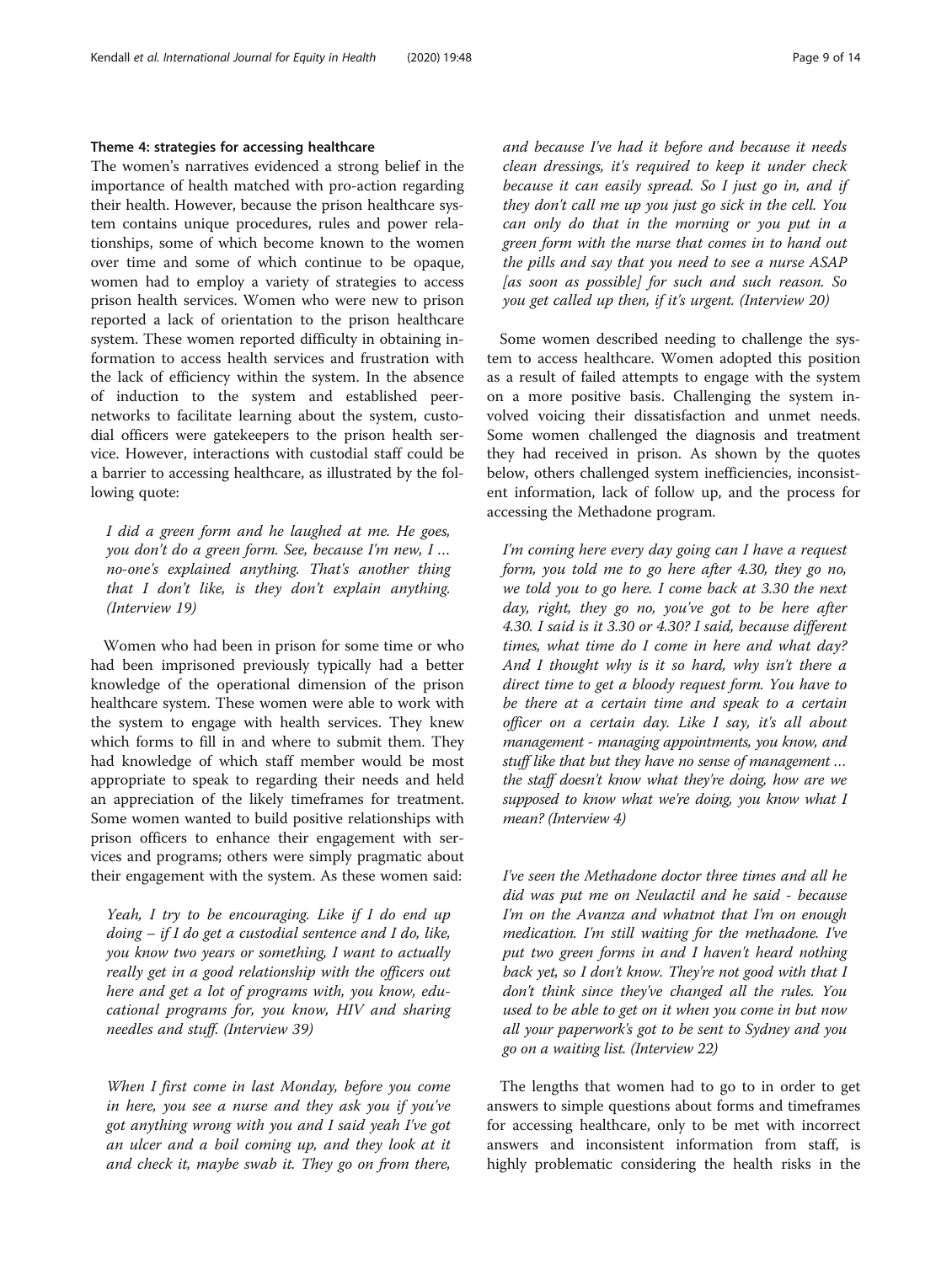### Theme 4: strategies for accessing healthcare

The women's narratives evidenced a strong belief in the importance of health matched with pro-action regarding their health. However, because the prison healthcare system contains unique procedures, rules and power relationships, some of which become known to the women over time and some of which continue to be opaque, women had to employ a variety of strategies to access prison health services. Women who were new to prison reported a lack of orientation to the prison healthcare system. These women reported difficulty in obtaining information to access health services and frustration with the lack of efficiency within the system. In the absence of induction to the system and established peer-networks to facilitate learning about the system, custodial officers were gatekeepers to the prison health service. However, interactions with custodial staff could be a barrier to accessing healthcare, as illustrated by the following quote:

> *I did a green form and he laughed at me. He goes, you don't do a green form. See, because I'm new, I … no-one's explained anything. That's another thing that I don't like, is they don't explain anything.* (Interview 19)

Women who had been in prison for some time or who had been imprisoned previously typically had a better knowledge of the operational dimension of the prison healthcare system. These women were able to work with the system to engage with health services. They knew which forms to fill in and where to submit them. They had knowledge of which staff member would be most appropriate to speak to regarding their needs and held an appreciation of the likely timeframes for treatment. Some women wanted to build positive relationships with prison officers to enhance their engagement with services and programs; others were simply pragmatic about their engagement with the system. As these women said:

> *Yeah, I try to be encouraging. Like if I do end up doing – if I do get a custodial sentence and I do, like, you know two years or something, I want to actually really get in a good relationship with the officers out here and get a lot of programs with, you know, educational programs for, you know, HIV and sharing needles and stuff.* (Interview 39)

> *When I first come in last Monday, before you come in here, you see a nurse and they ask you if you've got anything wrong with you and I said yeah I've got an ulcer and a boil coming up, and they look at it and check it, maybe swab it. They go on from there, and because I've had it before and because it needs clean dressings, it's required to keep it under check because it can easily spread. So I just go in, and if they don't call me up you just go sick in the cell. You can only do that in the morning or you put in a green form with the nurse that comes in to hand out the pills and say that you need to see a nurse ASAP [as soon as possible] for such and such reason. So you get called up then, if it's urgent.* (Interview 20)

Some women described needing to challenge the system to access healthcare. Women adopted this position as a result of failed attempts to engage with the system on a more positive basis. Challenging the system involved voicing their dissatisfaction and unmet needs. Some women challenged the diagnosis and treatment they had received in prison. As shown by the quotes below, others challenged system inefficiencies, inconsistent information, lack of follow up, and the process for accessing the Methadone program.

> *I'm coming here every day going can I have a request form, you told me to go here after 4.30, they go no, we told you to go here. I come back at 3.30 the next day, right, they go no, you've got to be here after 4.30. I said is it 3.30 or 4.30? I said, because different times, what time do I come in here and what day? And I thought why is it so hard, why isn't there a direct time to get a bloody request form. You have to be there at a certain time and speak to a certain officer on a certain day. Like I say, it's all about management - managing appointments, you know, and stuff like that but they have no sense of management … the staff doesn't know what they're doing, how are we supposed to know what we're doing, you know what I mean?* (Interview 4)

> *I've seen the Methadone doctor three times and all he did was put me on Neulactil and he said - because I'm on the Avanza and whatnot that I'm on enough medication. I'm still waiting for the methadone. I've put two green forms in and I haven't heard nothing back yet, so I don't know. They're not good with that I don't think since they've changed all the rules. You used to be able to get on it when you come in but now all your paperwork's got to be sent to Sydney and you go on a waiting list.* (Interview 22)

The lengths that women had to go to in order to get answers to simple questions about forms and timeframes for accessing healthcare, only to be met with incorrect answers and inconsistent information from staff, is highly problematic considering the health risks in the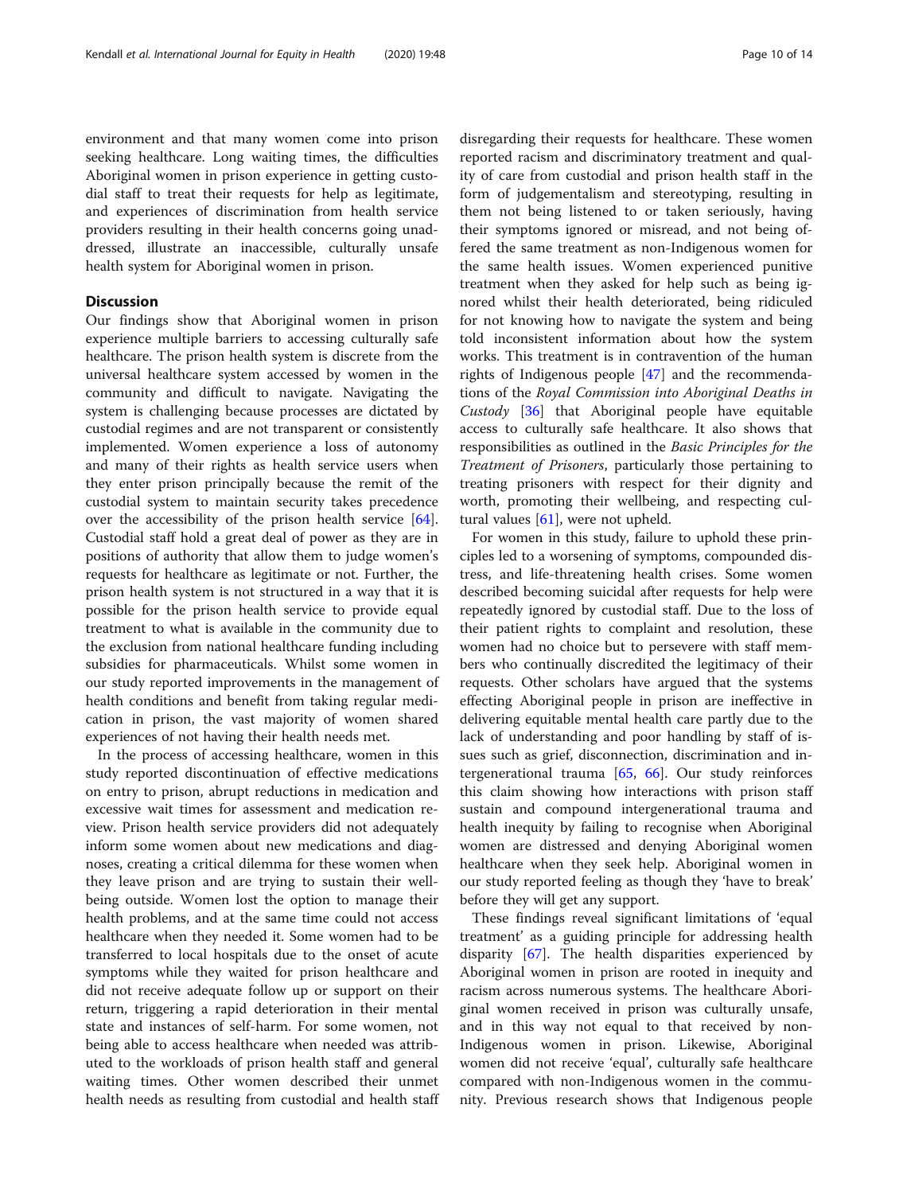environment and that many women come into prison seeking healthcare. Long waiting times, the difficulties Aboriginal women in prison experience in getting custodial staff to treat their requests for help as legitimate, and experiences of discrimination from health service providers resulting in their health concerns going unaddressed, illustrate an inaccessible, culturally unsafe health system for Aboriginal women in prison.

## Discussion

Our findings show that Aboriginal women in prison experience multiple barriers to accessing culturally safe healthcare. The prison health system is discrete from the universal healthcare system accessed by women in the community and difficult to navigate. Navigating the system is challenging because processes are dictated by custodial regimes and are not transparent or consistently implemented. Women experience a loss of autonomy and many of their rights as health service users when they enter prison principally because the remit of the custodial system to maintain security takes precedence over the accessibility of the prison health service [64]. Custodial staff hold a great deal of power as they are in positions of authority that allow them to judge women's requests for healthcare as legitimate or not. Further, the prison health system is not structured in a way that it is possible for the prison health service to provide equal treatment to what is available in the community due to the exclusion from national healthcare funding including subsidies for pharmaceuticals. Whilst some women in our study reported improvements in the management of health conditions and benefit from taking regular medication in prison, the vast majority of women shared experiences of not having their health needs met.

In the process of accessing healthcare, women in this study reported discontinuation of effective medications on entry to prison, abrupt reductions in medication and excessive wait times for assessment and medication review. Prison health service providers did not adequately inform some women about new medications and diagnoses, creating a critical dilemma for these women when they leave prison and are trying to sustain their wellbeing outside. Women lost the option to manage their health problems, and at the same time could not access healthcare when they needed it. Some women had to be transferred to local hospitals due to the onset of acute symptoms while they waited for prison healthcare and did not receive adequate follow up or support on their return, triggering a rapid deterioration in their mental state and instances of self-harm. For some women, not being able to access healthcare when needed was attributed to the workloads of prison health staff and general waiting times. Other women described their unmet health needs as resulting from custodial and health staff disregarding their requests for healthcare. These women reported racism and discriminatory treatment and quality of care from custodial and prison health staff in the form of judgementalism and stereotyping, resulting in them not being listened to or taken seriously, having their symptoms ignored or misread, and not being offered the same treatment as non-Indigenous women for the same health issues. Women experienced punitive treatment when they asked for help such as being ignored whilst their health deteriorated, being ridiculed for not knowing how to navigate the system and being told inconsistent information about how the system works. This treatment is in contravention of the human rights of Indigenous people [47] and the recommendations of the *Royal Commission into Aboriginal Deaths in Custody* [36] that Aboriginal people have equitable access to culturally safe healthcare. It also shows that responsibilities as outlined in the *Basic Principles for the Treatment of Prisoners*, particularly those pertaining to treating prisoners with respect for their dignity and worth, promoting their wellbeing, and respecting cultural values [61], were not upheld.

For women in this study, failure to uphold these principles led to a worsening of symptoms, compounded distress, and life-threatening health crises. Some women described becoming suicidal after requests for help were repeatedly ignored by custodial staff. Due to the loss of their patient rights to complaint and resolution, these women had no choice but to persevere with staff members who continually discredited the legitimacy of their requests. Other scholars have argued that the systems effecting Aboriginal people in prison are ineffective in delivering equitable mental health care partly due to the lack of understanding and poor handling by staff of issues such as grief, disconnection, discrimination and intergenerational trauma [65, 66]. Our study reinforces this claim showing how interactions with prison staff sustain and compound intergenerational trauma and health inequity by failing to recognise when Aboriginal women are distressed and denying Aboriginal women healthcare when they seek help. Aboriginal women in our study reported feeling as though they 'have to break' before they will get any support.

These findings reveal significant limitations of 'equal treatment' as a guiding principle for addressing health disparity [67]. The health disparities experienced by Aboriginal women in prison are rooted in inequity and racism across numerous systems. The healthcare Aboriginal women received in prison was culturally unsafe, and in this way not equal to that received by non-Indigenous women in prison. Likewise, Aboriginal women did not receive 'equal', culturally safe healthcare compared with non-Indigenous women in the community. Previous research shows that Indigenous people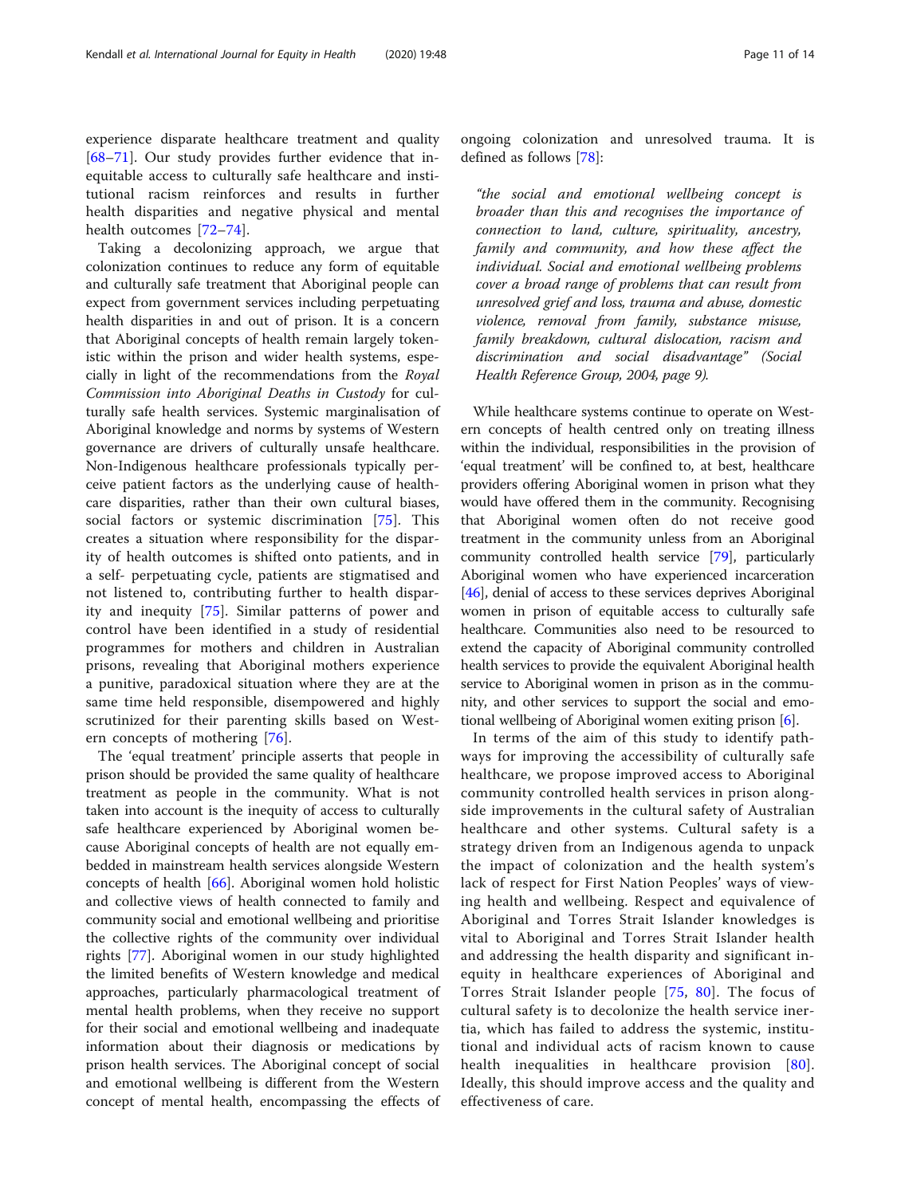experience disparate healthcare treatment and quality [68–71]. Our study provides further evidence that inequitable access to culturally safe healthcare and institutional racism reinforces and results in further health disparities and negative physical and mental health outcomes [72–74].

Taking a decolonizing approach, we argue that colonization continues to reduce any form of equitable and culturally safe treatment that Aboriginal people can expect from government services including perpetuating health disparities in and out of prison. It is a concern that Aboriginal concepts of health remain largely tokenistic within the prison and wider health systems, especially in light of the recommendations from the *Royal Commission into Aboriginal Deaths in Custody* for culturally safe health services. Systemic marginalisation of Aboriginal knowledge and norms by systems of Western governance are drivers of culturally unsafe healthcare. Non-Indigenous healthcare professionals typically perceive patient factors as the underlying cause of healthcare disparities, rather than their own cultural biases, social factors or systemic discrimination [75]. This creates a situation where responsibility for the disparity of health outcomes is shifted onto patients, and in a self- perpetuating cycle, patients are stigmatised and not listened to, contributing further to health disparity and inequity [75]. Similar patterns of power and control have been identified in a study of residential programmes for mothers and children in Australian prisons, revealing that Aboriginal mothers experience a punitive, paradoxical situation where they are at the same time held responsible, disempowered and highly scrutinized for their parenting skills based on Western concepts of mothering [76].

The 'equal treatment' principle asserts that people in prison should be provided the same quality of healthcare treatment as people in the community. What is not taken into account is the inequity of access to culturally safe healthcare experienced by Aboriginal women because Aboriginal concepts of health are not equally embedded in mainstream health services alongside Western concepts of health [66]. Aboriginal women hold holistic and collective views of health connected to family and community social and emotional wellbeing and prioritise the collective rights of the community over individual rights [77]. Aboriginal women in our study highlighted the limited benefits of Western knowledge and medical approaches, particularly pharmacological treatment of mental health problems, when they receive no support for their social and emotional wellbeing and inadequate information about their diagnosis or medications by prison health services. The Aboriginal concept of social and emotional wellbeing is different from the Western concept of mental health, encompassing the effects of ongoing colonization and unresolved trauma. It is defined as follows [78]:

> *"the social and emotional wellbeing concept is broader than this and recognises the importance of connection to land, culture, spirituality, ancestry, family and community, and how these affect the individual. Social and emotional wellbeing problems cover a broad range of problems that can result from unresolved grief and loss, trauma and abuse, domestic violence, removal from family, substance misuse, family breakdown, cultural dislocation, racism and discrimination and social disadvantage" (Social Health Reference Group, 2004, page 9).*

While healthcare systems continue to operate on Western concepts of health centred only on treating illness within the individual, responsibilities in the provision of 'equal treatment' will be confined to, at best, healthcare providers offering Aboriginal women in prison what they would have offered them in the community. Recognising that Aboriginal women often do not receive good treatment in the community unless from an Aboriginal community controlled health service [79], particularly Aboriginal women who have experienced incarceration [46], denial of access to these services deprives Aboriginal women in prison of equitable access to culturally safe healthcare. Communities also need to be resourced to extend the capacity of Aboriginal community controlled health services to provide the equivalent Aboriginal health service to Aboriginal women in prison as in the community, and other services to support the social and emotional wellbeing of Aboriginal women exiting prison [6].

In terms of the aim of this study to identify pathways for improving the accessibility of culturally safe healthcare, we propose improved access to Aboriginal community controlled health services in prison alongside improvements in the cultural safety of Australian healthcare and other systems. Cultural safety is a strategy driven from an Indigenous agenda to unpack the impact of colonization and the health system's lack of respect for First Nation Peoples' ways of viewing health and wellbeing. Respect and equivalence of Aboriginal and Torres Strait Islander knowledges is vital to Aboriginal and Torres Strait Islander health and addressing the health disparity and significant inequity in healthcare experiences of Aboriginal and Torres Strait Islander people [75, 80]. The focus of cultural safety is to decolonize the health service inertia, which has failed to address the systemic, institutional and individual acts of racism known to cause health inequalities in healthcare provision [80]. Ideally, this should improve access and the quality and effectiveness of care.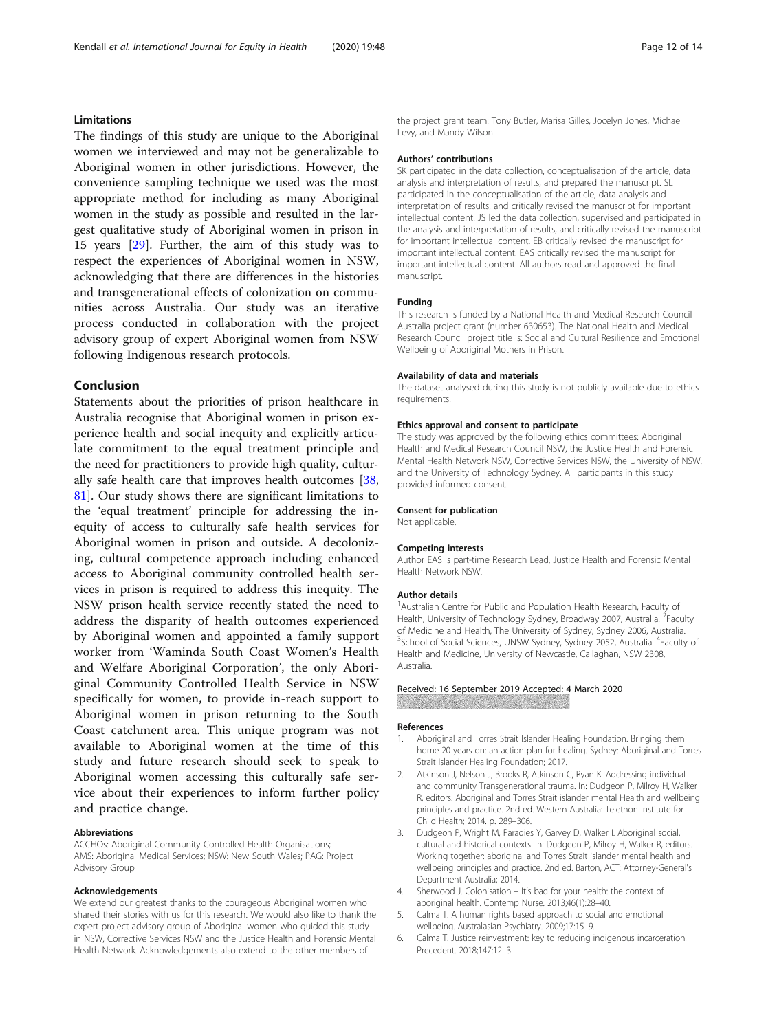## Limitations

The findings of this study are unique to the Aboriginal women we interviewed and may not be generalizable to Aboriginal women in other jurisdictions. However, the convenience sampling technique we used was the most appropriate method for including as many Aboriginal women in the study as possible and resulted in the largest qualitative study of Aboriginal women in prison in 15 years [29]. Further, the aim of this study was to respect the experiences of Aboriginal women in NSW, acknowledging that there are differences in the histories and transgenerational effects of colonization on communities across Australia. Our study was an iterative process conducted in collaboration with the project advisory group of expert Aboriginal women from NSW following Indigenous research protocols.

## Conclusion

Statements about the priorities of prison healthcare in Australia recognise that Aboriginal women in prison experience health and social inequity and explicitly articulate commitment to the equal treatment principle and the need for practitioners to provide high quality, culturally safe health care that improves health outcomes [38, 81]. Our study shows there are significant limitations to the 'equal treatment' principle for addressing the inequity of access to culturally safe health services for Aboriginal women in prison and outside. A decolonizing, cultural competence approach including enhanced access to Aboriginal community controlled health services in prison is required to address this inequity. The NSW prison health service recently stated the need to address the disparity of health outcomes experienced by Aboriginal women and appointed a family support worker from 'Waminda South Coast Women's Health and Welfare Aboriginal Corporation', the only Aboriginal Community Controlled Health Service in NSW specifically for women, to provide in-reach support to Aboriginal women in prison returning to the South Coast catchment area. This unique program was not available to Aboriginal women at the time of this study and future research should seek to speak to Aboriginal women accessing this culturally safe service about their experiences to inform further policy and practice change.

### Abbreviations

ACCHOs: Aboriginal Community Controlled Health Organisations; AMS: Aboriginal Medical Services; NSW: New South Wales; PAG: Project Advisory Group

### Acknowledgements

We extend our greatest thanks to the courageous Aboriginal women who shared their stories with us for this research. We would also like to thank the expert project advisory group of Aboriginal women who guided this study in NSW, Corrective Services NSW and the Justice Health and Forensic Mental Health Network. Acknowledgements also extend to the other members of the project grant team: Tony Butler, Marisa Gilles, Jocelyn Jones, Michael Levy, and Mandy Wilson.

### Authors' contributions

SK participated in the data collection, conceptualisation of the article, data analysis and interpretation of results, and prepared the manuscript. SL participated in the conceptualisation of the article, data analysis and interpretation of results, and critically revised the manuscript for important intellectual content. JS led the data collection, supervised and participated in the analysis and interpretation of results, and critically revised the manuscript for important intellectual content. EB critically revised the manuscript for important intellectual content. EAS critically revised the manuscript for important intellectual content. All authors read and approved the final manuscript.

### Funding

This research is funded by a National Health and Medical Research Council Australia project grant (number 630653). The National Health and Medical Research Council project title is: Social and Cultural Resilience and Emotional Wellbeing of Aboriginal Mothers in Prison.

### Availability of data and materials

The dataset analysed during this study is not publicly available due to ethics requirements.

### Ethics approval and consent to participate

The study was approved by the following ethics committees: Aboriginal Health and Medical Research Council NSW, the Justice Health and Forensic Mental Health Network NSW, Corrective Services NSW, the University of NSW, and the University of Technology Sydney. All participants in this study provided informed consent.

### Consent for publication

Not applicable.

### Competing interests

Author EAS is part-time Research Lead, Justice Health and Forensic Mental Health Network NSW.

### Author details

[1]Australian Centre for Public and Population Health Research, Faculty of Health, University of Technology Sydney, Broadway 2007, Australia. [2]Faculty of Medicine and Health, The University of Sydney, Sydney 2006, Australia. [3]School of Social Sciences, UNSW Sydney, Sydney 2052, Australia. [4]Faculty of Health and Medicine, University of Newcastle, Callaghan, NSW 2308, Australia.

Received: 16 September 2019 Accepted: 4 March 2020

### References

1. Aboriginal and Torres Strait Islander Healing Foundation. Bringing them home 20 years on: an action plan for healing. Sydney: Aboriginal and Torres Strait Islander Healing Foundation; 2017.
2. Atkinson J, Nelson J, Brooks R, Atkinson C, Ryan K. Addressing individual and community Transgenerational trauma. In: Dudgeon P, Milroy H, Walker R, editors. Aboriginal and Torres Strait islander mental Health and wellbeing principles and practice. 2nd ed. Western Australia: Telethon Institute for Child Health; 2014. p. 289–306.
3. Dudgeon P, Wright M, Paradies Y, Garvey D, Walker I. Aboriginal social, cultural and historical contexts. In: Dudgeon P, Milroy H, Walker R, editors. Working together: aboriginal and Torres Strait islander mental health and wellbeing principles and practice. 2nd ed. Barton, ACT: Attorney-General's Department Australia; 2014.
4. Sherwood J. Colonisation – It's bad for your health: the context of aboriginal health. Contemp Nurse. 2013;46(1):28–40.
5. Calma T. A human rights based approach to social and emotional wellbeing. Australasian Psychiatry. 2009;17:15–9.
6. Calma T. Justice reinvestment: key to reducing indigenous incarceration. Precedent. 2018;147:12–3.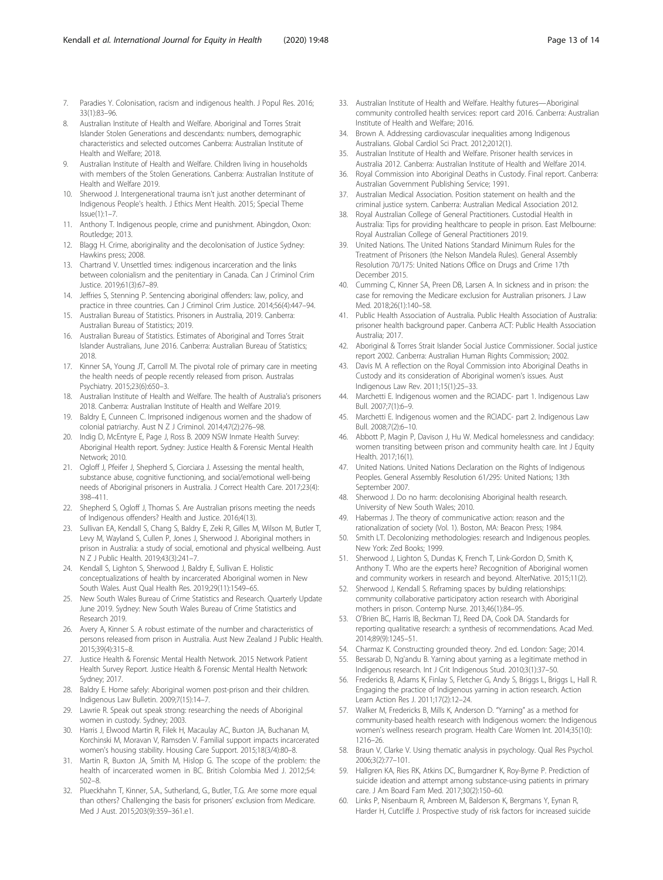7. Paradies Y. Colonisation, racism and indigenous health. J Popul Res. 2016; 33(1):83–96.
8. Australian Institute of Health and Welfare. Aboriginal and Torres Strait Islander Stolen Generations and descendants: numbers, demographic characteristics and selected outcomes Canberra: Australian Institute of Health and Welfare; 2018.
9. Australian Institute of Health and Welfare. Children living in households with members of the Stolen Generations. Canberra: Australian Institute of Health and Welfare 2019.
10. Sherwood J. Intergenerational trauma isn't just another determinant of Indigenous People's health. J Ethics Ment Health. 2015; Special Theme Issue(1):1–7.
11. Anthony T. Indigenous people, crime and punishment. Abingdon, Oxon: Routledge; 2013.
12. Blagg H. Crime, aboriginality and the decolonisation of Justice Sydney: Hawkins press; 2008.
13. Chartrand V. Unsettled times: indigenous incarceration and the links between colonialism and the penitentiary in Canada. Can J Criminol Crim Justice. 2019;61(3):67–89.
14. Jeffries S, Stenning P. Sentencing aboriginal offenders: law, policy, and practice in three countries. Can J Criminol Crim Justice. 2014;56(4):447–94.
15. Australian Bureau of Statistics. Prisoners in Australia, 2019. Canberra: Australian Bureau of Statistics; 2019.
16. Australian Bureau of Statistics. Estimates of Aboriginal and Torres Strait Islander Australians, June 2016. Canberra: Australian Bureau of Statistics; 2018.
17. Kinner SA, Young JT, Carroll M. The pivotal role of primary care in meeting the health needs of people recently released from prison. Australas Psychiatry. 2015;23(6):650–3.
18. Australian Institute of Health and Welfare. The health of Australia's prisoners 2018. Canberra: Australian Institute of Health and Welfare 2019.
19. Baldry E, Cunneen C. Imprisoned indigenous women and the shadow of colonial patriarchy. Aust N Z J Criminol. 2014;47(2):276–98.
20. Indig D, McEntyre E, Page J, Ross B. 2009 NSW Inmate Health Survey: Aboriginal Health report. Sydney: Justice Health & Forensic Mental Health Network; 2010.
21. Ogloff J, Pfeifer J, Shepherd S, Ciorciara J. Assessing the mental health, substance abuse, cognitive functioning, and social/emotional well-being needs of Aboriginal prisoners in Australia. J Correct Health Care. 2017;23(4): 398–411.
22. Shepherd S, Ogloff J, Thomas S. Are Australian prisons meeting the needs of Indigenous offenders? Health and Justice. 2016;4(13).
23. Sullivan EA, Kendall S, Chang S, Baldry E, Zeki R, Gilles M, Wilson M, Butler T, Levy M, Wayland S, Cullen P, Jones J, Sherwood J. Aboriginal mothers in prison in Australia: a study of social, emotional and physical wellbeing. Aust N Z J Public Health. 2019;43(3):241–7.
24. Kendall S, Lighton S, Sherwood J, Baldry E, Sullivan E. Holistic conceptualizations of health by incarcerated Aboriginal women in New South Wales. Aust Qual Health Res. 2019;29(11):1549–65.
25. New South Wales Bureau of Crime Statistics and Research. Quarterly Update June 2019. Sydney: New South Wales Bureau of Crime Statistics and Research 2019.
26. Avery A, Kinner S. A robust estimate of the number and characteristics of persons released from prison in Australia. Aust New Zealand J Public Health. 2015;39(4):315–8.
27. Justice Health & Forensic Mental Health Network. 2015 Network Patient Health Survey Report. Justice Health & Forensic Mental Health Network: Sydney; 2017.
28. Baldry E. Home safely: Aboriginal women post-prison and their children. Indigenous Law Bulletin. 2009;7(15):14–7.
29. Lawrie R. Speak out speak strong: researching the needs of Aboriginal women in custody. Sydney; 2003.
30. Harris J, Elwood Martin R, Filek H, Macaulay AC, Buxton JA, Buchanan M, Korchinski M, Moravan V, Ramsden V. Familial support impacts incarcerated women's housing stability. Housing Care Support. 2015;18(3/4):80–8.
31. Martin R, Buxton JA, Smith M, Hislop G. The scope of the problem: the health of incarcerated women in BC. British Colombia Med J. 2012;54: 502–8.
32. Plueckhahn T, Kinner, S.A., Sutherland, G., Butler, T.G. Are some more equal than others? Challenging the basis for prisoners' exclusion from Medicare. Med J Aust. 2015;203(9):359–361.e1.
33. Australian Institute of Health and Welfare. Healthy futures—Aboriginal community controlled health services: report card 2016. Canberra: Australian Institute of Health and Welfare; 2016.
34. Brown A. Addressing cardiovascular inequalities among Indigenous Australians. Global Cardiol Sci Pract. 2012;2012(1).
35. Australian Institute of Health and Welfare. Prisoner health services in Australia 2012. Canberra: Australian Institute of Health and Welfare 2014.
36. Royal Commission into Aboriginal Deaths in Custody. Final report. Canberra: Australian Government Publishing Service; 1991.
37. Australian Medical Association. Position statement on health and the criminal justice system. Canberra: Australian Medical Association 2012.
38. Royal Australian College of General Practitioners. Custodial Health in Australia: Tips for providing healthcare to people in prison. East Melbourne: Royal Australian College of General Practitioners 2019.
39. United Nations. The United Nations Standard Minimum Rules for the Treatment of Prisoners (the Nelson Mandela Rules). General Assembly Resolution 70/175: United Nations Office on Drugs and Crime 17th December 2015.
40. Cumming C, Kinner SA, Preen DB, Larsen A. In sickness and in prison: the case for removing the Medicare exclusion for Australian prisoners. J Law Med. 2018;26(1):140–58.
41. Public Health Association of Australia. Public Health Association of Australia: prisoner health background paper. Canberra ACT: Public Health Association Australia; 2017.
42. Aboriginal & Torres Strait Islander Social Justice Commissioner. Social justice report 2002. Canberra: Australian Human Rights Commission; 2002.
43. Davis M. A reflection on the Royal Commission into Aboriginal Deaths in Custody and its consideration of Aboriginal women's issues. Aust Indigenous Law Rev. 2011;15(1):25–33.
44. Marchetti E. Indigenous women and the RCIADC- part 1. Indigenous Law Bull. 2007;7(1):6–9.
45. Marchetti E. Indigenous women and the RCIADC- part 2. Indigenous Law Bull. 2008;7(2):6–10.
46. Abbott P, Magin P, Davison J, Hu W. Medical homelessness and candidacy: women transiting between prison and community health care. Int J Equity Health. 2017;16(1).
47. United Nations. United Nations Declaration on the Rights of Indigenous Peoples. General Assembly Resolution 61/295: United Nations; 13th September 2007.
48. Sherwood J. Do no harm: decolonising Aboriginal health research. University of New South Wales; 2010.
49. Habermas J. The theory of communicative action: reason and the rationalization of society (Vol. 1). Boston, MA: Beacon Press; 1984.
50. Smith LT. Decolonizing methodologies: research and Indigenous peoples. New York: Zed Books; 1999.
51. Sherwood J, Lighton S, Dundas K, French T, Link-Gordon D, Smith K, Anthony T. Who are the experts here? Recognition of Aboriginal women and community workers in research and beyond. AlterNative. 2015;11(2).
52. Sherwood J, Kendall S. Reframing spaces by bulding relationships: community collaborative participatory action research with Aboriginal mothers in prison. Contemp Nurse. 2013;46(1):84–95.
53. O'Brien BC, Harris IB, Beckman TJ, Reed DA, Cook DA. Standards for reporting qualitative research: a synthesis of recommendations. Acad Med. 2014;89(9):1245–51.
54. Charmaz K. Constructing grounded theory. 2nd ed. London: Sage; 2014.
55. Bessarab D, Ng'andu B. Yarning about yarning as a legitimate method in Indigenous research. Int J Crit Indigenous Stud. 2010;3(1):37–50.
56. Fredericks B, Adams K, Finlay S, Fletcher G, Andy S, Briggs L, Briggs L, Hall R. Engaging the practice of Indigenous yarning in action research. Action Learn Action Res J. 2011;17(2):12–24.
57. Walker M, Fredericks B, Mills K, Anderson D. "Yarning" as a method for community-based health research with Indigenous women: the Indigenous women's wellness research program. Health Care Women Int. 2014;35(10): 1216–26.
58. Braun V, Clarke V. Using thematic analysis in psychology. Qual Res Psychol. 2006;3(2):77–101.
59. Hallgren KA, Ries RK, Atkins DC, Bumgardner K, Roy-Byrne P. Prediction of suicide ideation and attempt among substance-using patients in primary care. J Am Board Fam Med. 2017;30(2):150–60.
60. Links P, Nisenbaum R, Ambreen M, Balderson K, Bergmans Y, Eynan R, Harder H, Cutcliffe J. Prospective study of risk factors for increased suicide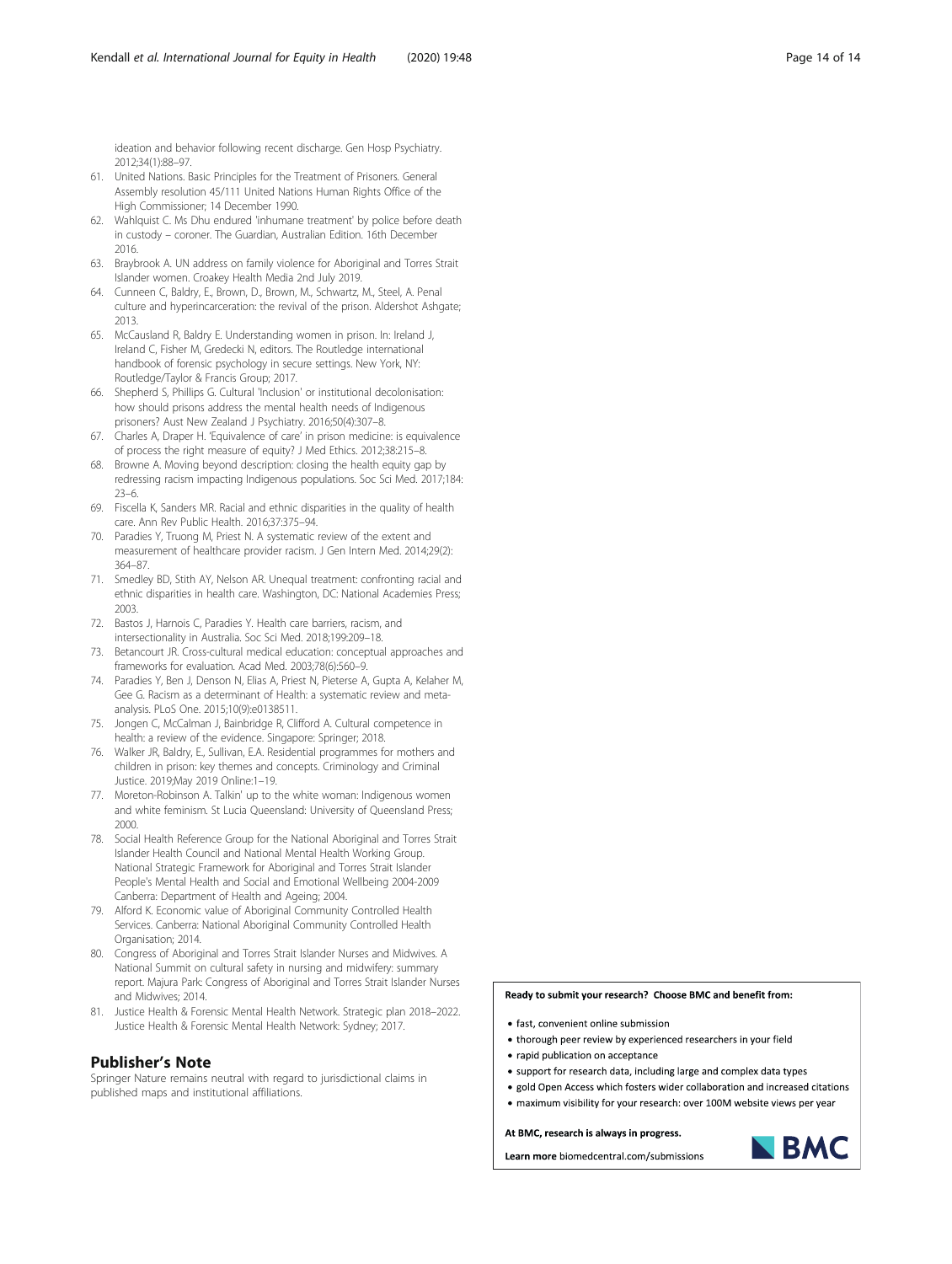ideation and behavior following recent discharge. Gen Hosp Psychiatry. 2012;34(1):88–97.

61. United Nations. Basic Principles for the Treatment of Prisoners. General Assembly resolution 45/111 United Nations Human Rights Office of the High Commissioner; 14 December 1990.
62. Wahlquist C. Ms Dhu endured 'inhumane treatment' by police before death in custody – coroner. The Guardian, Australian Edition. 16th December 2016.
63. Braybrook A. UN address on family violence for Aboriginal and Torres Strait Islander women. Croakey Health Media 2nd July 2019.
64. Cunneen C, Baldry, E., Brown, D., Brown, M., Schwartz, M., Steel, A. Penal culture and hyperincarceration: the revival of the prison. Aldershot Ashgate; 2013.
65. McCausland R, Baldry E. Understanding women in prison. In: Ireland J, Ireland C, Fisher M, Gredecki N, editors. The Routledge international handbook of forensic psychology in secure settings. New York, NY: Routledge/Taylor & Francis Group; 2017.
66. Shepherd S, Phillips G. Cultural 'Inclusion' or institutional decolonisation: how should prisons address the mental health needs of Indigenous prisoners? Aust New Zealand J Psychiatry. 2016;50(4):307–8.
67. Charles A, Draper H. 'Equivalence of care' in prison medicine: is equivalence of process the right measure of equity? J Med Ethics. 2012;38:215–8.
68. Browne A. Moving beyond description: closing the health equity gap by redressing racism impacting Indigenous populations. Soc Sci Med. 2017;184: 23–6.
69. Fiscella K, Sanders MR. Racial and ethnic disparities in the quality of health care. Ann Rev Public Health. 2016;37:375–94.
70. Paradies Y, Truong M, Priest N. A systematic review of the extent and measurement of healthcare provider racism. J Gen Intern Med. 2014;29(2): 364–87.
71. Smedley BD, Stith AY, Nelson AR. Unequal treatment: confronting racial and ethnic disparities in health care. Washington, DC: National Academies Press; 2003.
72. Bastos J, Harnois C, Paradies Y. Health care barriers, racism, and intersectionality in Australia. Soc Sci Med. 2018;199:209–18.
73. Betancourt JR. Cross-cultural medical education: conceptual approaches and frameworks for evaluation. Acad Med. 2003;78(6):560–9.
74. Paradies Y, Ben J, Denson N, Elias A, Priest N, Pieterse A, Gupta A, Kelaher M, Gee G. Racism as a determinant of Health: a systematic review and meta-analysis. PLoS One. 2015;10(9):e0138511.
75. Jongen C, McCalman J, Bainbridge R, Clifford A. Cultural competence in health: a review of the evidence. Singapore: Springer; 2018.
76. Walker JR, Baldry, E., Sullivan, E.A. Residential programmes for mothers and children in prison: key themes and concepts. Criminology and Criminal Justice. 2019;May 2019 Online:1–19.
77. Moreton-Robinson A. Talkin' up to the white woman: Indigenous women and white feminism. St Lucia Queensland: University of Queensland Press; 2000.
78. Social Health Reference Group for the National Aboriginal and Torres Strait Islander Health Council and National Mental Health Working Group. National Strategic Framework for Aboriginal and Torres Strait Islander People's Mental Health and Social and Emotional Wellbeing 2004-2009 Canberra: Department of Health and Ageing; 2004.
79. Alford K. Economic value of Aboriginal Community Controlled Health Services. Canberra: National Aboriginal Community Controlled Health Organisation; 2014.
80. Congress of Aboriginal and Torres Strait Islander Nurses and Midwives. A National Summit on cultural safety in nursing and midwifery: summary report. Majura Park: Congress of Aboriginal and Torres Strait Islander Nurses and Midwives; 2014.
81. Justice Health & Forensic Mental Health Network. Strategic plan 2018–2022. Justice Health & Forensic Mental Health Network: Sydney; 2017.

## Publisher's Note

Springer Nature remains neutral with regard to jurisdictional claims in published maps and institutional affiliations.

**Ready to submit your research? Choose BMC and benefit from:**

- fast, convenient online submission
- thorough peer review by experienced researchers in your field
- rapid publication on acceptance
- support for research data, including large and complex data types
- gold Open Access which fosters wider collaboration and increased citations
- maximum visibility for your research: over 100M website views per year

**At BMC, research is always in progress.**

**Learn more** biomedcentral.com/submissions

BMC